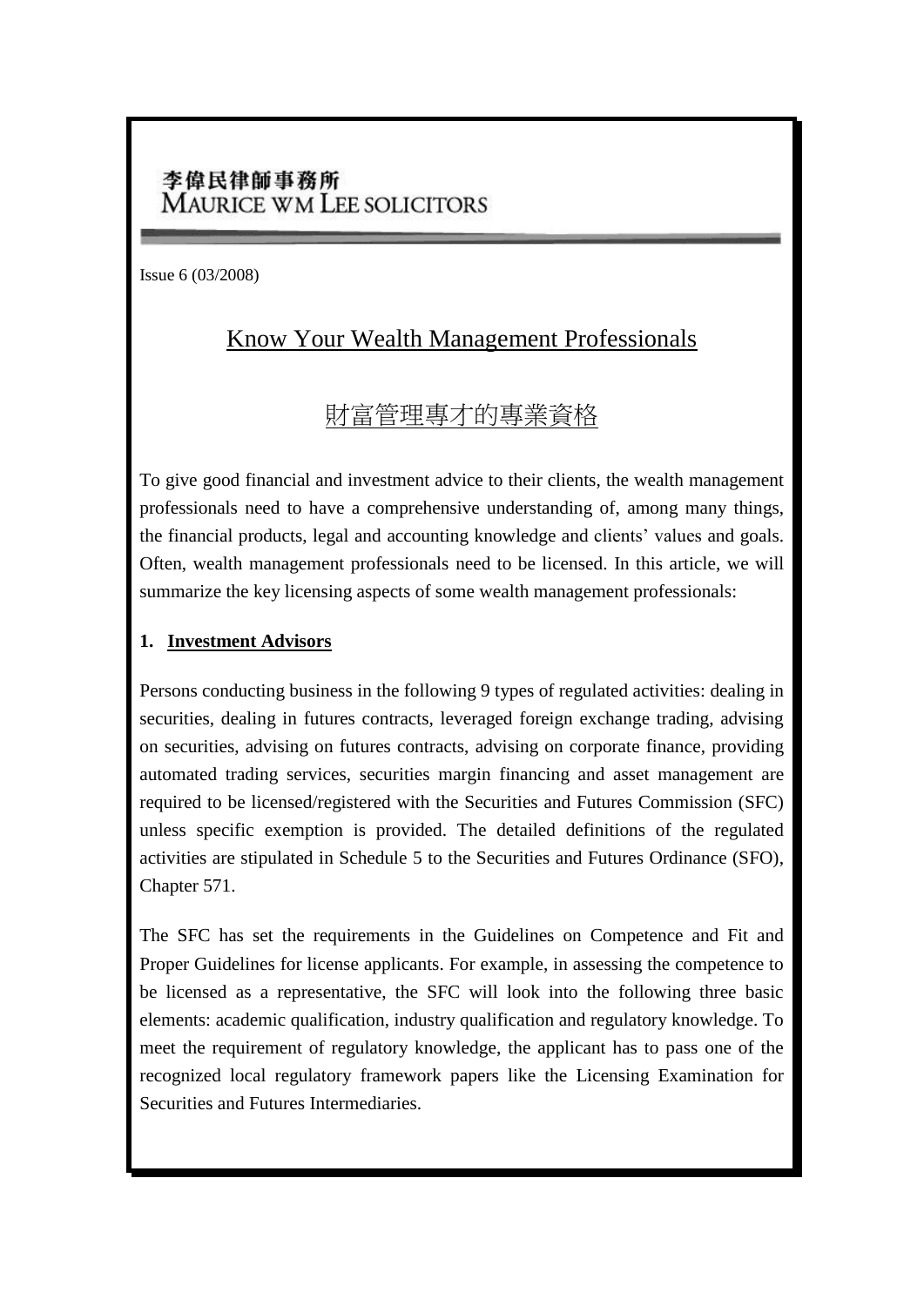李偉民律師事務所
MAURICE WM LEE SOLICITORS

Issue 6 (03/2008)

# Know Your Wealth Management Professionals

# 財富管理專才的專業資格

To give good financial and investment advice to their clients, the wealth management professionals need to have a comprehensive understanding of, among many things, the financial products, legal and accounting knowledge and clients' values and goals. Often, wealth management professionals need to be licensed. In this article, we will summarize the key licensing aspects of some wealth management professionals:

## 1. Investment Advisors

Persons conducting business in the following 9 types of regulated activities: dealing in securities, dealing in futures contracts, leveraged foreign exchange trading, advising on securities, advising on futures contracts, advising on corporate finance, providing automated trading services, securities margin financing and asset management are required to be licensed/registered with the Securities and Futures Commission (SFC) unless specific exemption is provided. The detailed definitions of the regulated activities are stipulated in Schedule 5 to the Securities and Futures Ordinance (SFO), Chapter 571.

The SFC has set the requirements in the Guidelines on Competence and Fit and Proper Guidelines for license applicants. For example, in assessing the competence to be licensed as a representative, the SFC will look into the following three basic elements: academic qualification, industry qualification and regulatory knowledge. To meet the requirement of regulatory knowledge, the applicant has to pass one of the recognized local regulatory framework papers like the Licensing Examination for Securities and Futures Intermediaries.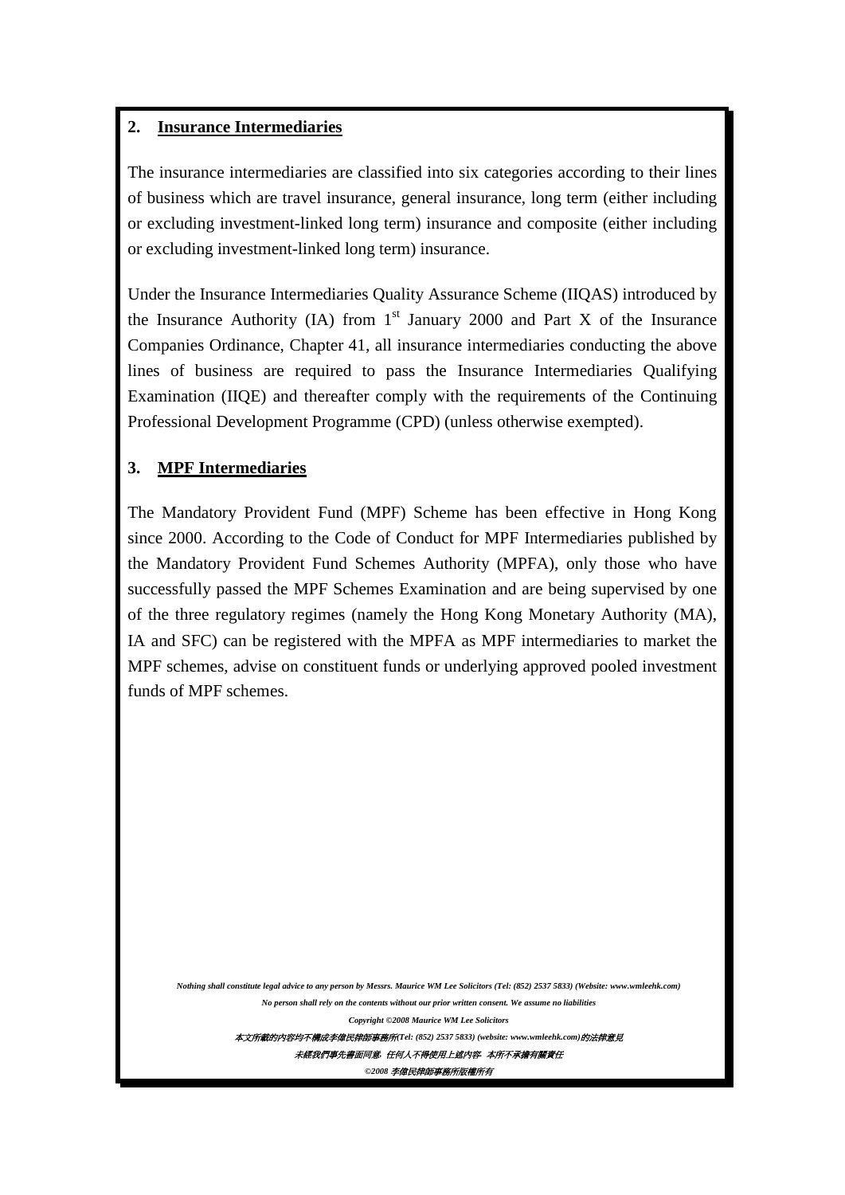## 2. Insurance Intermediaries

The insurance intermediaries are classified into six categories according to their lines of business which are travel insurance, general insurance, long term (either including or excluding investment-linked long term) insurance and composite (either including or excluding investment-linked long term) insurance.

Under the Insurance Intermediaries Quality Assurance Scheme (IIQAS) introduced by the Insurance Authority (IA) from 1st January 2000 and Part X of the Insurance Companies Ordinance, Chapter 41, all insurance intermediaries conducting the above lines of business are required to pass the Insurance Intermediaries Qualifying Examination (IIQE) and thereafter comply with the requirements of the Continuing Professional Development Programme (CPD) (unless otherwise exempted).

## 3. MPF Intermediaries

The Mandatory Provident Fund (MPF) Scheme has been effective in Hong Kong since 2000. According to the Code of Conduct for MPF Intermediaries published by the Mandatory Provident Fund Schemes Authority (MPFA), only those who have successfully passed the MPF Schemes Examination and are being supervised by one of the three regulatory regimes (namely the Hong Kong Monetary Authority (MA), IA and SFC) can be registered with the MPFA as MPF intermediaries to market the MPF schemes, advise on constituent funds or underlying approved pooled investment funds of MPF schemes.